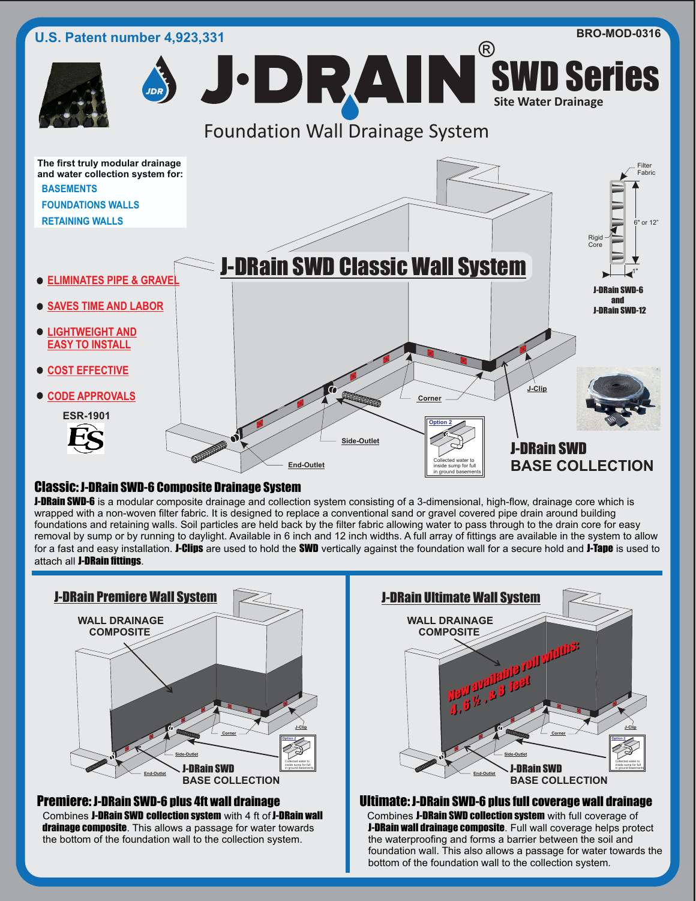U.S. Patent number 4,923,331

BRO-MOD-0316

# J·DRAIN® SWD Series

Site Water Drainage

## Foundation Wall Drainage System

The first truly modular drainage and water collection system for:

- BASEMENTS
- FOUNDATIONS WALLS
- RETAINING WALLS

## J-DRain SWD Classic Wall System

- ELIMINATES PIPE & GRAVEL
- SAVES TIME AND LABOR
- LIGHTWEIGHT AND EASY TO INSTALL
- COST EFFECTIVE
- CODE APPROVALS

ESR-1901

Filter Fabric

Rigid Core

6" or 12"

1"

J-DRain SWD-6 and J-DRain SWD-12

Corner

J-Clip

Side-Outlet

End-Outlet

Option 2

Collected water to inside sump for full in ground basements

J-DRain SWD BASE COLLECTION

### Classic: J-DRain SWD-6 Composite Drainage System

**J-DRain SWD-6** is a modular composite drainage and collection system consisting of a 3-dimensional, high-flow, drainage core which is wrapped with a non-woven filter fabric. It is designed to replace a conventional sand or gravel covered pipe drain around building foundations and retaining walls. Soil particles are held back by the filter fabric allowing water to pass through to the drain core for easy removal by sump or by running to daylight. Available in 6 inch and 12 inch widths. A full array of fittings are available in the system to allow for a fast and easy installation. **J-Clips** are used to hold the **SWD** vertically against the foundation wall for a secure hold and **J-Tape** is used to attach all **J-DRain fittings**.

## J-DRain Premiere Wall System

WALL DRAINAGE COMPOSITE

J-Clip

Corner

Side-Outlet

End-Outlet

J-DRain SWD BASE COLLECTION

### Premiere: J-DRain SWD-6 plus 4ft wall drainage

Combines **J-DRain SWD collection system** with 4 ft of **J-DRain wall drainage composite**. This allows a passage for water towards the bottom of the foundation wall to the collection system.

## J-DRain Ultimate Wall System

WALL DRAINAGE COMPOSITE

New available roll widths: 4, 6 ½, & 8 feet

J-Clip

Corner

Side-Outlet

End-Outlet

J-DRain SWD BASE COLLECTION

### Ultimate: J-DRain SWD-6 plus full coverage wall drainage

Combines **J-DRain SWD collection system** with full coverage of **J-DRain wall drainage composite**. Full wall coverage helps protect the waterproofing and forms a barrier between the soil and foundation wall. This also allows a passage for water towards the bottom of the foundation wall to the collection system.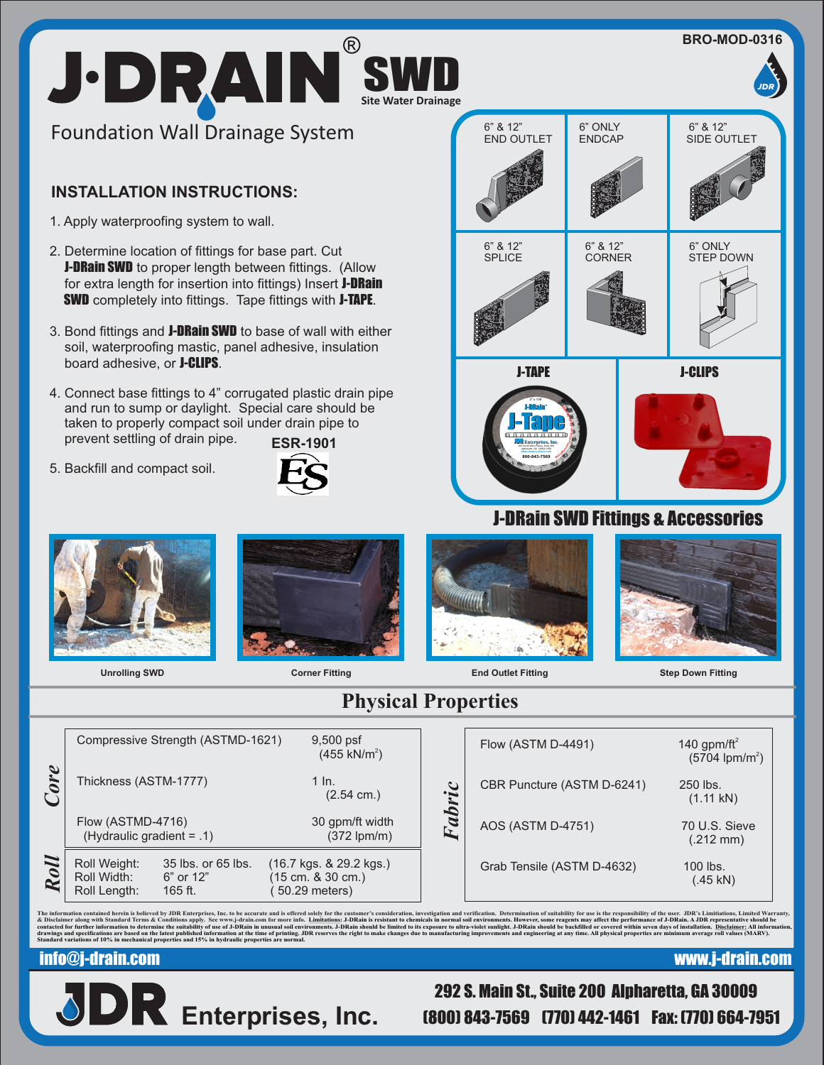BRO-MOD-0316

# J·DRAIN® SWD

Site Water Drainage

## Foundation Wall Drainage System

### INSTALLATION INSTRUCTIONS:

1. Apply waterproofing system to wall.
2. Determine location of fittings for base part. Cut **J-DRain SWD** to proper length between fittings. (Allow for extra length for insertion into fittings) Insert **J-DRain SWD** completely into fittings. Tape fittings with **J-TAPE**.
3. Bond fittings and **J-DRain SWD** to base of wall with either soil, waterproofing mastic, panel adhesive, insulation board adhesive, or **J-CLIPS**.
4. Connect base fittings to 4" corrugated plastic drain pipe and run to sump or daylight. Special care should be taken to properly compact soil under drain pipe to prevent settling of drain pipe.
5. Backfill and compact soil.

ESR-1901

6" & 12" END OUTLET

6" ONLY ENDCAP

6" & 12" SIDE OUTLET

6" & 12" SPLICE

6" & 12" CORNER

6" ONLY STEP DOWN

J-TAPE

J-CLIPS

## J-DRain SWD Fittings & Accessories

Unrolling SWD

Corner Fitting

End Outlet Fitting

Step Down Fitting

## Physical Properties

| | | |
|---|---|---|
| **Core** | Compressive Strength (ASTMD-1621) | 9,500 psf (455 kN/m$^2$) |
| | Thickness (ASTM-1777) | 1 In. (2.54 cm.) |
| | Flow (ASTMD-4716) (Hydraulic gradient = .1) | 30 gpm/ft width (372 lpm/m) |
| **Roll** | Roll Weight: 35 lbs. or 65 lbs. | (16.7 kgs. & 29.2 kgs.) |
| | Roll Width: 6" or 12" | (15 cm. & 30 cm.) |
| | Roll Length: 165 ft. | ( 50.29 meters) |

| | | |
|---|---|---|
| **Fabric** | Flow (ASTM D-4491) | 140 gpm/ft$^2$ (5704 lpm/m$^2$) |
| | CBR Puncture (ASTM D-6241) | 250 lbs. (1.11 kN) |
| | AOS (ASTM D-4751) | 70 U.S. Sieve (.212 mm) |
| | Grab Tensile (ASTM D-4632) | 100 lbs. (.45 kN) |

The information contained herein is believed by JDR Enterprises, Inc. to be accurate and is offered solely for the customer's consideration, investigation and verification. Determination of suitability for use is the responsibility of the user. JDR's Limitiations, Limited Warranty, & Disclaimer along with Standard Terms & Conditions apply. See www.j-drain.com for more info. Limitations: J-DRain is resistant to chemicals in normal soil environments. However, some reagents may affect the performance of J-DRain. A JDR representative should be contacted for further information to determine the suitability of use of J-DRain in unusual soil environments. J-DRain should be limited to its exposure to ultra-violet sunlight. J-DRain should be backfilled or covered within seven days of installation. Disclaimer: All information, drawings and specifications are based on the latest published information at the time of printing. JDR reserves the right to make changes due to manufacturing improvements and engineering at any time. All physical properties are minimum average roll values (MARV). Standard variations of 10% in mechanical properties and 15% in hydraulic properties are normal.

info@j-drain.com | www.j-drain.com

**JDR Enterprises, Inc.**

292 S. Main St., Suite 200 Alpharetta, GA 30009

(800) 843-7569 (770) 442-1461 Fax: (770) 664-7951